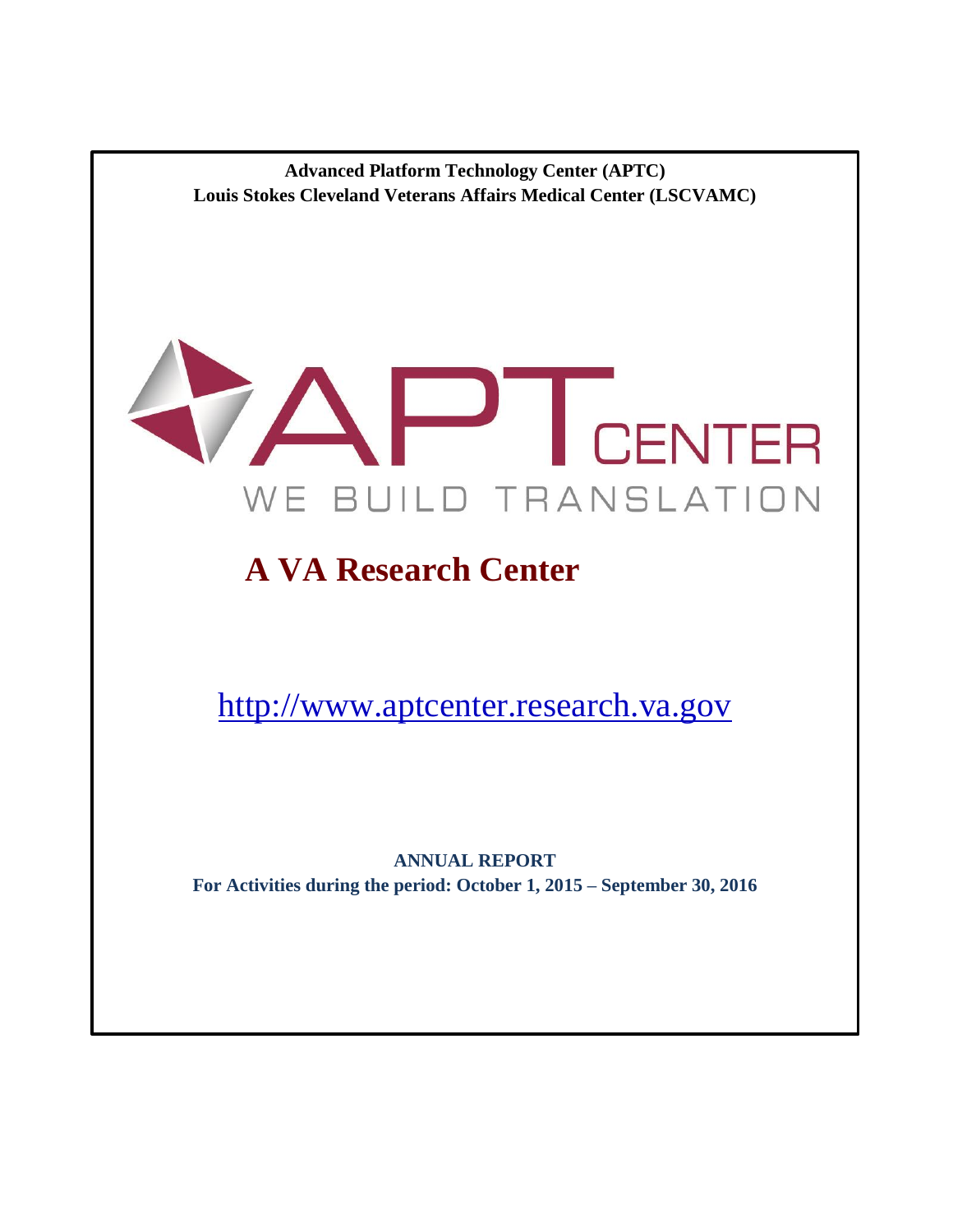**Advanced Platform Technology Center (APTC)**
**Louis Stokes Cleveland Veterans Affairs Medical Center (LSCVAMC)**

APT CENTER

WE BUILD TRANSLATION

# A VA Research Center

http://www.aptcenter.research.va.gov

**ANNUAL REPORT**
**For Activities during the period: October 1, 2015 – September 30, 2016**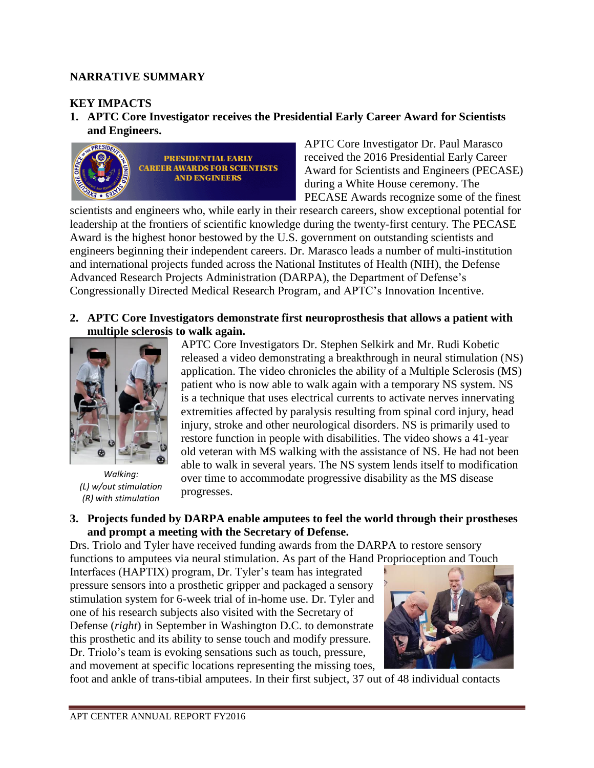## NARRATIVE SUMMARY

### KEY IMPACTS

**1. APTC Core Investigator receives the Presidential Early Career Award for Scientists and Engineers.**

APTC Core Investigator Dr. Paul Marasco received the 2016 Presidential Early Career Award for Scientists and Engineers (PECASE) during a White House ceremony. The PECASE Awards recognize some of the finest scientists and engineers who, while early in their research careers, show exceptional potential for leadership at the frontiers of scientific knowledge during the twenty-first century. The PECASE Award is the highest honor bestowed by the U.S. government on outstanding scientists and engineers beginning their independent careers. Dr. Marasco leads a number of multi-institution and international projects funded across the National Institutes of Health (NIH), the Defense Advanced Research Projects Administration (DARPA), the Department of Defense's Congressionally Directed Medical Research Program, and APTC's Innovation Incentive.

**2. APTC Core Investigators demonstrate first neuroprosthesis that allows a patient with multiple sclerosis to walk again.**

*Walking:*
*(L) w/out stimulation*
*(R) with stimulation*

APTC Core Investigators Dr. Stephen Selkirk and Mr. Rudi Kobetic released a video demonstrating a breakthrough in neural stimulation (NS) application. The video chronicles the ability of a Multiple Sclerosis (MS) patient who is now able to walk again with a temporary NS system. NS is a technique that uses electrical currents to activate nerves innervating extremities affected by paralysis resulting from spinal cord injury, head injury, stroke and other neurological disorders. NS is primarily used to restore function in people with disabilities. The video shows a 41-year old veteran with MS walking with the assistance of NS. He had not been able to walk in several years. The NS system lends itself to modification over time to accommodate progressive disability as the MS disease progresses.

**3. Projects funded by DARPA enable amputees to feel the world through their prostheses and prompt a meeting with the Secretary of Defense.**

Drs. Triolo and Tyler have received funding awards from the DARPA to restore sensory functions to amputees via neural stimulation. As part of the Hand Proprioception and Touch Interfaces (HAPTIX) program, Dr. Tyler's team has integrated pressure sensors into a prosthetic gripper and packaged a sensory stimulation system for 6-week trial of in-home use. Dr. Tyler and one of his research subjects also visited with the Secretary of Defense (*right*) in September in Washington D.C. to demonstrate this prosthetic and its ability to sense touch and modify pressure. Dr. Triolo's team is evoking sensations such as touch, pressure, and movement at specific locations representing the missing toes, foot and ankle of trans-tibial amputees. In their first subject, 37 out of 48 individual contacts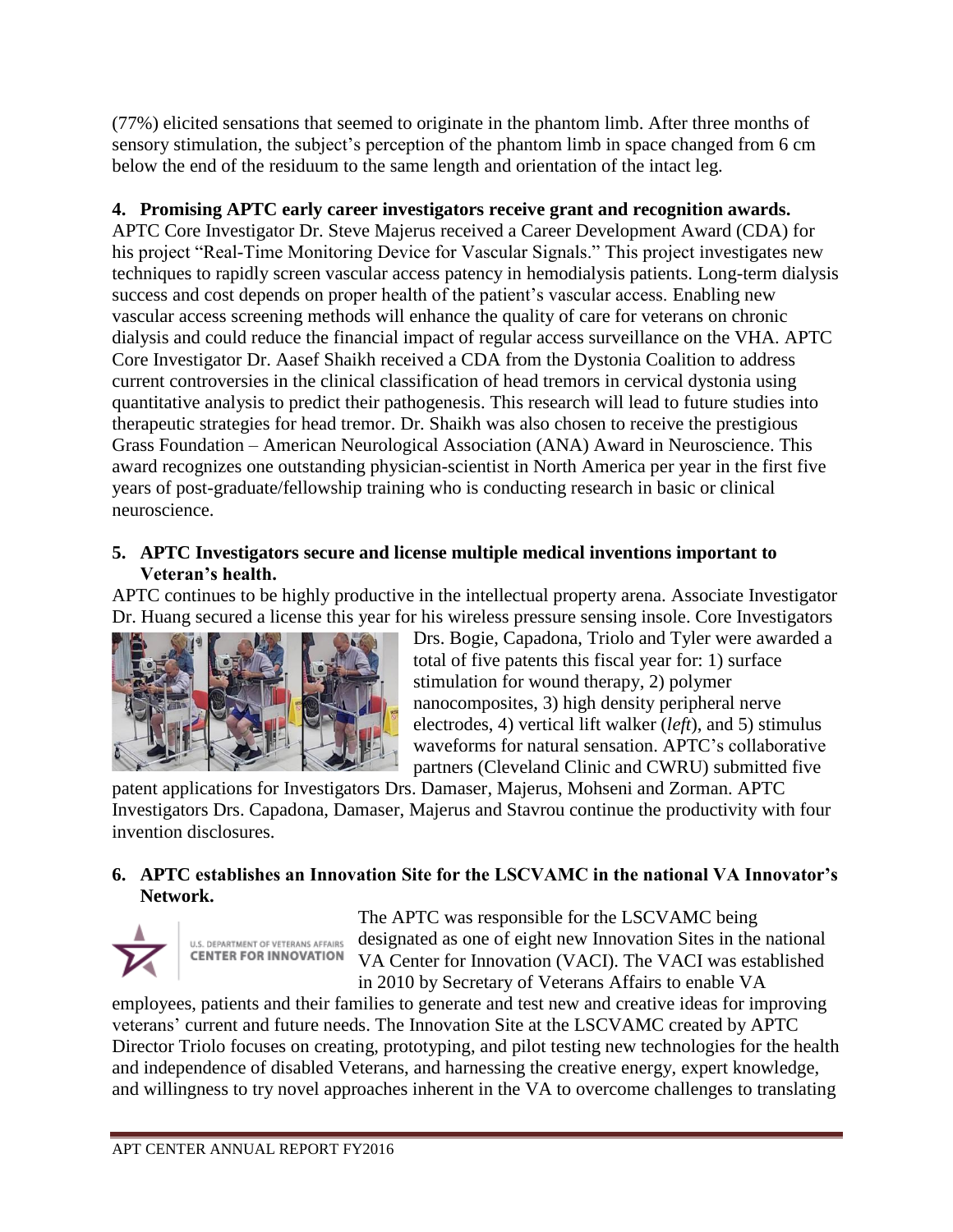(77%) elicited sensations that seemed to originate in the phantom limb. After three months of sensory stimulation, the subject's perception of the phantom limb in space changed from 6 cm below the end of the residuum to the same length and orientation of the intact leg.

**4. Promising APTC early career investigators receive grant and recognition awards.**

APTC Core Investigator Dr. Steve Majerus received a Career Development Award (CDA) for his project "Real-Time Monitoring Device for Vascular Signals." This project investigates new techniques to rapidly screen vascular access patency in hemodialysis patients. Long-term dialysis success and cost depends on proper health of the patient's vascular access. Enabling new vascular access screening methods will enhance the quality of care for veterans on chronic dialysis and could reduce the financial impact of regular access surveillance on the VHA. APTC Core Investigator Dr. Aasef Shaikh received a CDA from the Dystonia Coalition to address current controversies in the clinical classification of head tremors in cervical dystonia using quantitative analysis to predict their pathogenesis. This research will lead to future studies into therapeutic strategies for head tremor. Dr. Shaikh was also chosen to receive the prestigious Grass Foundation – American Neurological Association (ANA) Award in Neuroscience. This award recognizes one outstanding physician-scientist in North America per year in the first five years of post-graduate/fellowship training who is conducting research in basic or clinical neuroscience.

**5. APTC Investigators secure and license multiple medical inventions important to Veteran's health.**

APTC continues to be highly productive in the intellectual property arena. Associate Investigator Dr. Huang secured a license this year for his wireless pressure sensing insole. Core Investigators Drs. Bogie, Capadona, Triolo and Tyler were awarded a total of five patents this fiscal year for: 1) surface stimulation for wound therapy, 2) polymer nanocomposites, 3) high density peripheral nerve electrodes, 4) vertical lift walker (*left*), and 5) stimulus waveforms for natural sensation. APTC's collaborative partners (Cleveland Clinic and CWRU) submitted five patent applications for Investigators Drs. Damaser, Majerus, Mohseni and Zorman. APTC Investigators Drs. Capadona, Damaser, Majerus and Stavrou continue the productivity with four invention disclosures.

**6. APTC establishes an Innovation Site for the LSCVAMC in the national VA Innovator's Network.**

The APTC was responsible for the LSCVAMC being designated as one of eight new Innovation Sites in the national VA Center for Innovation (VACI). The VACI was established in 2010 by Secretary of Veterans Affairs to enable VA employees, patients and their families to generate and test new and creative ideas for improving veterans' current and future needs. The Innovation Site at the LSCVAMC created by APTC Director Triolo focuses on creating, prototyping, and pilot testing new technologies for the health and independence of disabled Veterans, and harnessing the creative energy, expert knowledge, and willingness to try novel approaches inherent in the VA to overcome challenges to translating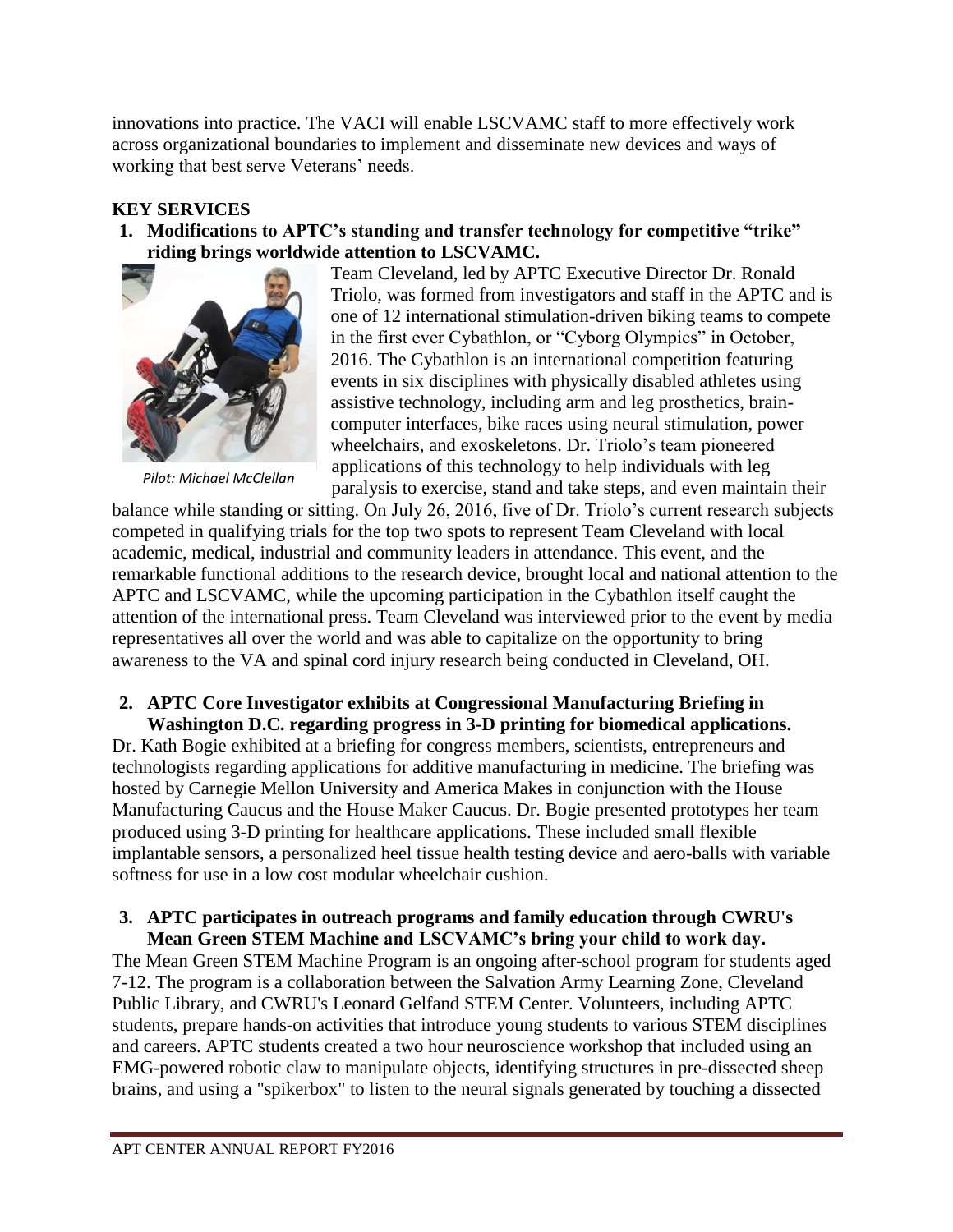innovations into practice. The VACI will enable LSCVAMC staff to more effectively work across organizational boundaries to implement and disseminate new devices and ways of working that best serve Veterans' needs.

## KEY SERVICES

**1. Modifications to APTC's standing and transfer technology for competitive "trike" riding brings worldwide attention to LSCVAMC.**

*Pilot: Michael McClellan*

Team Cleveland, led by APTC Executive Director Dr. Ronald Triolo, was formed from investigators and staff in the APTC and is one of 12 international stimulation-driven biking teams to compete in the first ever Cybathlon, or "Cyborg Olympics" in October, 2016. The Cybathlon is an international competition featuring events in six disciplines with physically disabled athletes using assistive technology, including arm and leg prosthetics, brain-computer interfaces, bike races using neural stimulation, power wheelchairs, and exoskeletons. Dr. Triolo's team pioneered applications of this technology to help individuals with leg paralysis to exercise, stand and take steps, and even maintain their balance while standing or sitting. On July 26, 2016, five of Dr. Triolo's current research subjects competed in qualifying trials for the top two spots to represent Team Cleveland with local academic, medical, industrial and community leaders in attendance. This event, and the remarkable functional additions to the research device, brought local and national attention to the APTC and LSCVAMC, while the upcoming participation in the Cybathlon itself caught the attention of the international press. Team Cleveland was interviewed prior to the event by media representatives all over the world and was able to capitalize on the opportunity to bring awareness to the VA and spinal cord injury research being conducted in Cleveland, OH.

**2. APTC Core Investigator exhibits at Congressional Manufacturing Briefing in Washington D.C. regarding progress in 3-D printing for biomedical applications.**

Dr. Kath Bogie exhibited at a briefing for congress members, scientists, entrepreneurs and technologists regarding applications for additive manufacturing in medicine. The briefing was hosted by Carnegie Mellon University and America Makes in conjunction with the House Manufacturing Caucus and the House Maker Caucus. Dr. Bogie presented prototypes her team produced using 3-D printing for healthcare applications. These included small flexible implantable sensors, a personalized heel tissue health testing device and aero-balls with variable softness for use in a low cost modular wheelchair cushion.

**3. APTC participates in outreach programs and family education through CWRU's Mean Green STEM Machine and LSCVAMC's bring your child to work day.**

The Mean Green STEM Machine Program is an ongoing after-school program for students aged 7-12. The program is a collaboration between the Salvation Army Learning Zone, Cleveland Public Library, and CWRU's Leonard Gelfand STEM Center. Volunteers, including APTC students, prepare hands-on activities that introduce young students to various STEM disciplines and careers. APTC students created a two hour neuroscience workshop that included using an EMG-powered robotic claw to manipulate objects, identifying structures in pre-dissected sheep brains, and using a "spikerbox" to listen to the neural signals generated by touching a dissected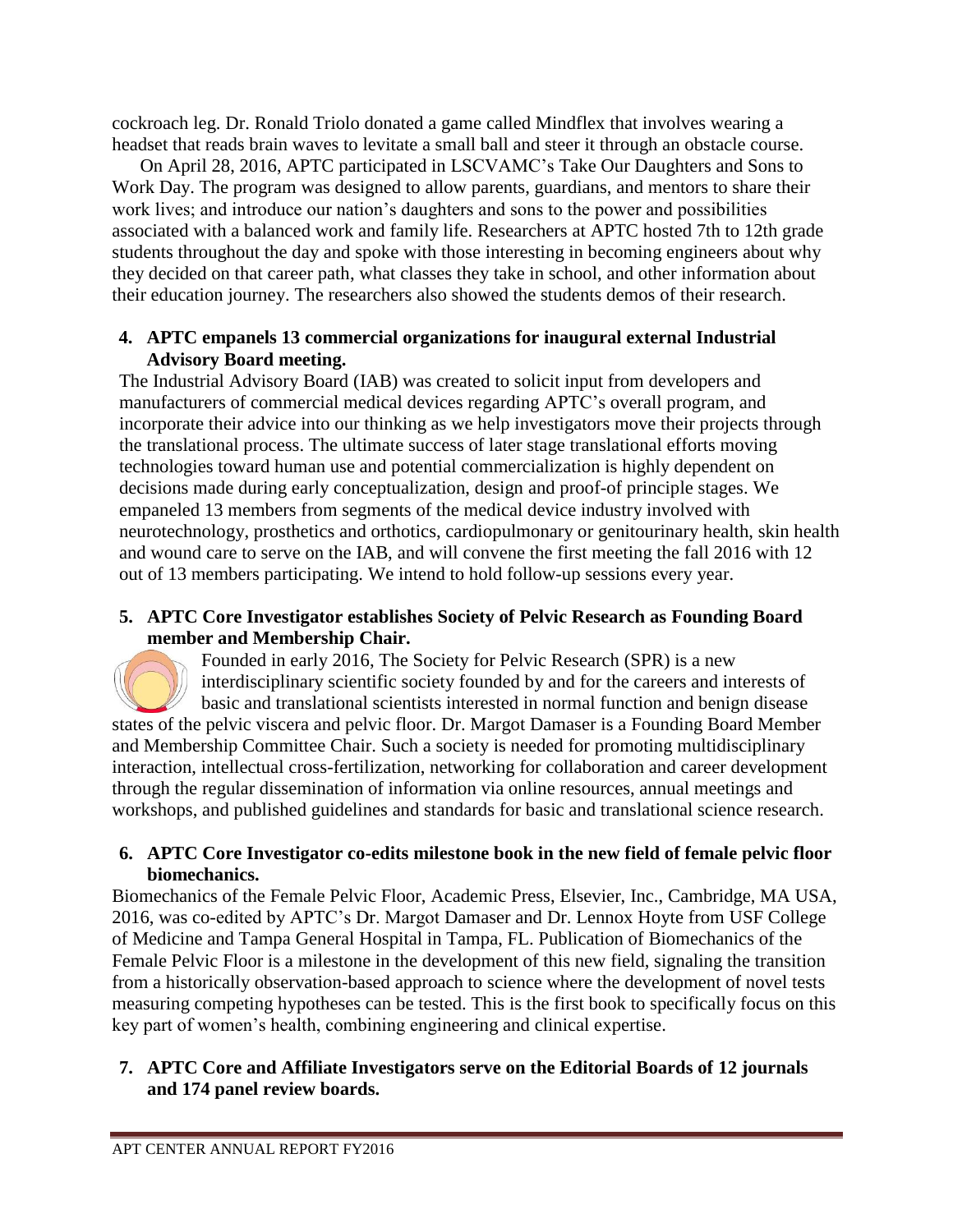cockroach leg. Dr. Ronald Triolo donated a game called Mindflex that involves wearing a headset that reads brain waves to levitate a small ball and steer it through an obstacle course.

On April 28, 2016, APTC participated in LSCVAMC's Take Our Daughters and Sons to Work Day. The program was designed to allow parents, guardians, and mentors to share their work lives; and introduce our nation's daughters and sons to the power and possibilities associated with a balanced work and family life. Researchers at APTC hosted 7th to 12th grade students throughout the day and spoke with those interesting in becoming engineers about why they decided on that career path, what classes they take in school, and other information about their education journey. The researchers also showed the students demos of their research.

**4. APTC empanels 13 commercial organizations for inaugural external Industrial Advisory Board meeting.**

The Industrial Advisory Board (IAB) was created to solicit input from developers and manufacturers of commercial medical devices regarding APTC's overall program, and incorporate their advice into our thinking as we help investigators move their projects through the translational process. The ultimate success of later stage translational efforts moving technologies toward human use and potential commercialization is highly dependent on decisions made during early conceptualization, design and proof-of principle stages. We empaneled 13 members from segments of the medical device industry involved with neurotechnology, prosthetics and orthotics, cardiopulmonary or genitourinary health, skin health and wound care to serve on the IAB, and will convene the first meeting the fall 2016 with 12 out of 13 members participating. We intend to hold follow-up sessions every year.

**5. APTC Core Investigator establishes Society of Pelvic Research as Founding Board member and Membership Chair.**

Founded in early 2016, The Society for Pelvic Research (SPR) is a new interdisciplinary scientific society founded by and for the careers and interests of basic and translational scientists interested in normal function and benign disease states of the pelvic viscera and pelvic floor. Dr. Margot Damaser is a Founding Board Member and Membership Committee Chair. Such a society is needed for promoting multidisciplinary interaction, intellectual cross-fertilization, networking for collaboration and career development through the regular dissemination of information via online resources, annual meetings and workshops, and published guidelines and standards for basic and translational science research.

**6. APTC Core Investigator co-edits milestone book in the new field of female pelvic floor biomechanics.**

Biomechanics of the Female Pelvic Floor, Academic Press, Elsevier, Inc., Cambridge, MA USA, 2016, was co-edited by APTC's Dr. Margot Damaser and Dr. Lennox Hoyte from USF College of Medicine and Tampa General Hospital in Tampa, FL. Publication of Biomechanics of the Female Pelvic Floor is a milestone in the development of this new field, signaling the transition from a historically observation-based approach to science where the development of novel tests measuring competing hypotheses can be tested. This is the first book to specifically focus on this key part of women's health, combining engineering and clinical expertise.

**7. APTC Core and Affiliate Investigators serve on the Editorial Boards of 12 journals and 174 panel review boards.**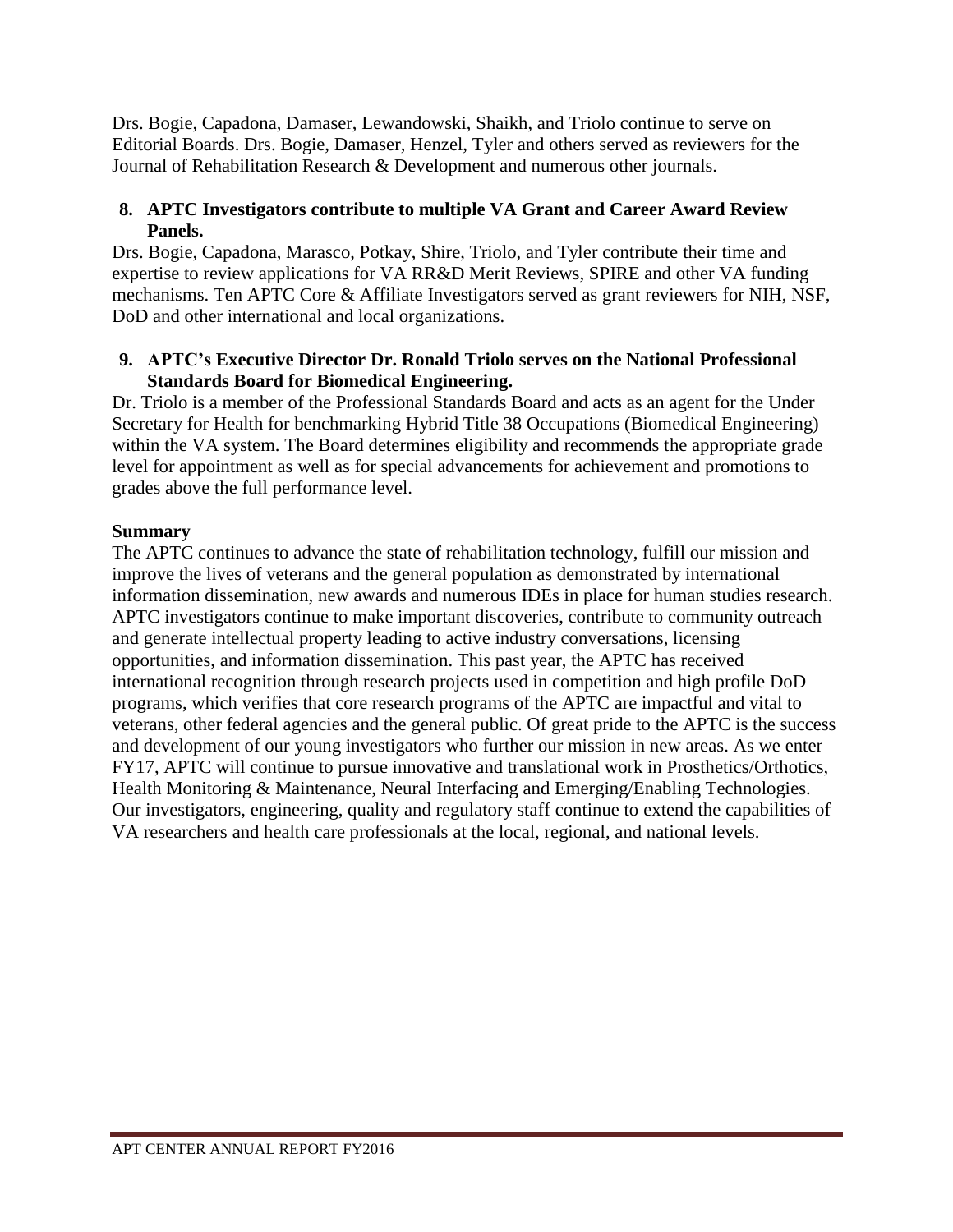Drs. Bogie, Capadona, Damaser, Lewandowski, Shaikh, and Triolo continue to serve on Editorial Boards. Drs. Bogie, Damaser, Henzel, Tyler and others served as reviewers for the Journal of Rehabilitation Research & Development and numerous other journals.

**8. APTC Investigators contribute to multiple VA Grant and Career Award Review Panels.**

Drs. Bogie, Capadona, Marasco, Potkay, Shire, Triolo, and Tyler contribute their time and expertise to review applications for VA RR&D Merit Reviews, SPIRE and other VA funding mechanisms. Ten APTC Core & Affiliate Investigators served as grant reviewers for NIH, NSF, DoD and other international and local organizations.

**9. APTC's Executive Director Dr. Ronald Triolo serves on the National Professional Standards Board for Biomedical Engineering.**

Dr. Triolo is a member of the Professional Standards Board and acts as an agent for the Under Secretary for Health for benchmarking Hybrid Title 38 Occupations (Biomedical Engineering) within the VA system. The Board determines eligibility and recommends the appropriate grade level for appointment as well as for special advancements for achievement and promotions to grades above the full performance level.

**Summary**

The APTC continues to advance the state of rehabilitation technology, fulfill our mission and improve the lives of veterans and the general population as demonstrated by international information dissemination, new awards and numerous IDEs in place for human studies research. APTC investigators continue to make important discoveries, contribute to community outreach and generate intellectual property leading to active industry conversations, licensing opportunities, and information dissemination. This past year, the APTC has received international recognition through research projects used in competition and high profile DoD programs, which verifies that core research programs of the APTC are impactful and vital to veterans, other federal agencies and the general public. Of great pride to the APTC is the success and development of our young investigators who further our mission in new areas. As we enter FY17, APTC will continue to pursue innovative and translational work in Prosthetics/Orthotics, Health Monitoring & Maintenance, Neural Interfacing and Emerging/Enabling Technologies. Our investigators, engineering, quality and regulatory staff continue to extend the capabilities of VA researchers and health care professionals at the local, regional, and national levels.